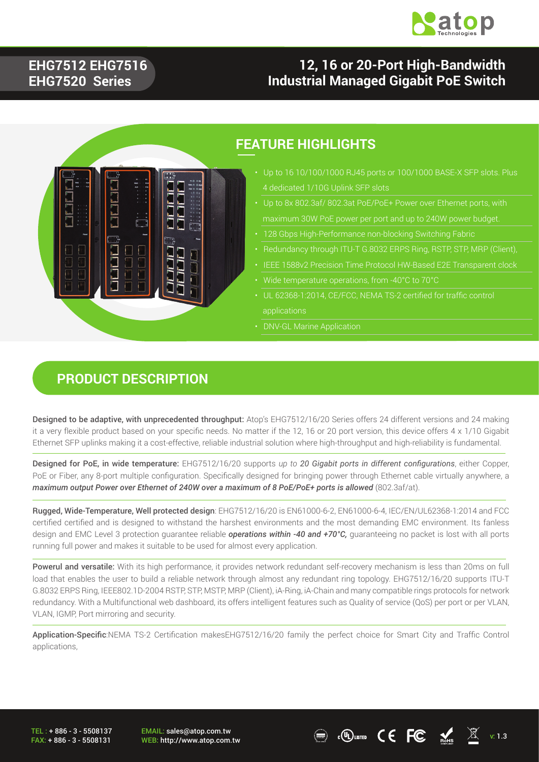# EHG7512 EHG7516 EHG7520 Series

## 12, 16 or 20-Port High-Bandwidth Industrial Managed Gigabit PoE Switch

## FEATURE HIGHLIGHTS

- Up to 16 10/100/1000 RJ45 ports or 100/1000 BASE-X SFP slots. Plus 4 dedicated 1/10G Uplink SFP slots
- Up to 8x 802.3af/ 802.3at PoE/PoE+ Power over Ethernet ports, with maximum 30W PoE power per port and up to 240W power budget.
- 128 Gbps High-Performance non-blocking Switching Fabric
- Redundancy through ITU-T G.8032 ERPS Ring, RSTP, STP, MRP (Client),
- IEEE 1588v2 Precision Time Protocol HW-Based E2E Transparent clock
- Wide temperature operations, from -40°C to 70°C
- UL 62368-1:2014, CE/FCC, NEMA TS-2 certified for traffic control applications
- DNV-GL Marine Application

## PRODUCT DESCRIPTION

**Designed to be adaptive, with unprecedented throughput:** Atop's EHG7512/16/20 Series offers 24 different versions and 24 making it a very flexible product based on your specific needs. No matter if the 12, 16 or 20 port version, this device offers 4 x 1/10 Gigabit Ethernet SFP uplinks making it a cost-effective, reliable industrial solution where high-throughput and high-reliability is fundamental.

**Designed for PoE, in wide temperature:** EHG7512/16/20 supports *up to **20 Gigabit ports in different configurations***, either Copper, PoE or Fiber, any 8-port multiple configuration. Specifically designed for bringing power through Ethernet cable virtually anywhere, a ***maximum output Power over Ethernet of 240W over a maximum of 8 PoE/PoE+ ports is allowed*** (802.3af/at).

**Rugged, Wide-Temperature, Well protected design**: EHG7512/16/20 is EN61000-6-2, EN61000-6-4, IEC/EN/UL62368-1:2014 and FCC certified certified and is designed to withstand the harshest environments and the most demanding EMC environment. Its fanless design and EMC Level 3 protection guarantee reliable ***operations within -40 and +70°C,*** guaranteeing no packet is lost with all ports running full power and makes it suitable to be used for almost every application.

**Powerul and versatile:** With its high performance, it provides network redundant self-recovery mechanism is less than 20ms on full load that enables the user to build a reliable network through almost any redundant ring topology. EHG7512/16/20 supports ITU-T G.8032 ERPS Ring, IEEE802.1D-2004 RSTP, STP, MSTP, MRP (Client), iA-Ring, iA-Chain and many compatible rings protocols for network redundancy. With a Multifunctional web dashboard, its offers intelligent features such as Quality of service (QoS) per port or per VLAN, VLAN, IGMP, Port mirroring and security.

**Application-Specific**:NEMA TS-2 Certification makesEHG7512/16/20 family the perfect choice for Smart City and Traffic Control applications,

TEL : + 886 - 3 - 5508137
FAX: + 886 - 3 - 5508131

EMAIL: sales@atop.com.tw
WEB: http://www.atop.com.tw

v: 1.3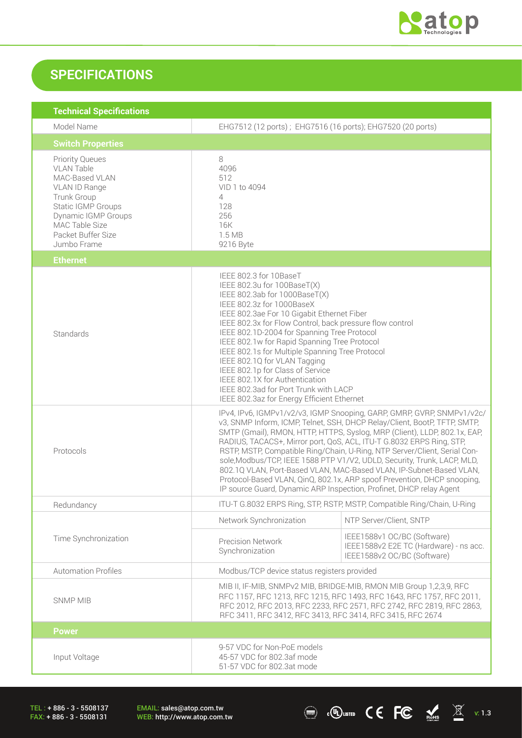# SPECIFICATIONS

| Technical Specifications | | |
|---|---|---|
| Model Name | EHG7512 (12 ports) ; EHG7516 (16 ports); EHG7520 (20 ports) | |
| **Switch Properties** | | |
| Priority Queues<br>VLAN Table<br>MAC-Based VLAN<br>VLAN ID Range<br>Trunk Group<br>Static IGMP Groups<br>Dynamic IGMP Groups<br>MAC Table Size<br>Packet Buffer Size<br>Jumbo Frame | 8<br>4096<br>512<br>VID 1 to 4094<br>4<br>128<br>256<br>16K<br>1.5 MB<br>9216 Byte | |
| **Ethernet** | | |
| Standards | IEEE 802.3 for 10BaseT<br>IEEE 802.3u for 100BaseT(X)<br>IEEE 802.3ab for 1000BaseT(X)<br>IEEE 802.3z for 1000BaseX<br>IEEE 802.3ae For 10 Gigabit Ethernet Fiber<br>IEEE 802.3x for Flow Control, back pressure flow control<br>IEEE 802.1D-2004 for Spanning Tree Protocol<br>IEEE 802.1w for Rapid Spanning Tree Protocol<br>IEEE 802.1s for Multiple Spanning Tree Protocol<br>IEEE 802.1Q for VLAN Tagging<br>IEEE 802.1p for Class of Service<br>IEEE 802.1X for Authentication<br>IEEE 802.3ad for Port Trunk with LACP<br>IEEE 802.3az for Energy Efficient Ethernet | |
| Protocols | IPv4, IPv6, IGMPv1/v2/v3, IGMP Snooping, GARP, GMRP, GVRP, SNMPv1/v2c/v3, SNMP Inform, ICMP, Telnet, SSH, DHCP Relay/Client, BootP, TFTP, SMTP, SMTP (Gmail), RMON, HTTP, HTTPS, Syslog, MRP (Client), LLDP, 802.1x, EAP, RADIUS, TACACS+, Mirror port, QoS, ACL, ITU-T G.8032 ERPS Ring, STP, RSTP, MSTP, Compatible Ring/Chain, U-Ring, NTP Server/Client, Serial Console,Modbus/TCP, IEEE 1588 PTP V1/V2, UDLD, Security, Trunk, LACP, MLD, 802.1Q VLAN, Port-Based VLAN, MAC-Based VLAN, IP-Subnet-Based VLAN, Protocol-Based VLAN, QinQ, 802.1x, ARP spoof Prevention, DHCP snooping, IP source Guard, Dynamic ARP Inspection, Profinet, DHCP relay Agent | |
| Redundancy | ITU-T G.8032 ERPS Ring, STP, RSTP, MSTP, Compatible Ring/Chain, U-Ring | |
| Time Synchronization | Network Synchronization | NTP Server/Client, SNTP |
| | Precision Network Synchronization | IEEE1588v1 OC/BC (Software)<br>IEEE1588v2 E2E TC (Hardware) - ns acc.<br>IEEE1588v2 OC/BC (Software) |
| Automation Profiles | Modbus/TCP device status registers provided | |
| SNMP MIB | MIB II, IF-MIB, SNMPv2 MIB, BRIDGE-MIB, RMON MIB Group 1,2,3,9, RFC RFC 1157, RFC 1213, RFC 1215, RFC 1493, RFC 1643, RFC 1757, RFC 2011, RFC 2012, RFC 2013, RFC 2233, RFC 2571, RFC 2742, RFC 2819, RFC 2863, RFC 3411, RFC 3412, RFC 3413, RFC 3414, RFC 3415, RFC 2674 | |
| **Power** | | |
| Input Voltage | 9-57 VDC for Non-PoE models<br>45-57 VDC for 802.3af mode<br>51-57 VDC for 802.3at mode | |

TEL : + 886 - 3 - 5508137
FAX: + 886 - 3 - 5508131
EMAIL: sales@atop.com.tw
WEB: http://www.atop.com.tw
v: 1.3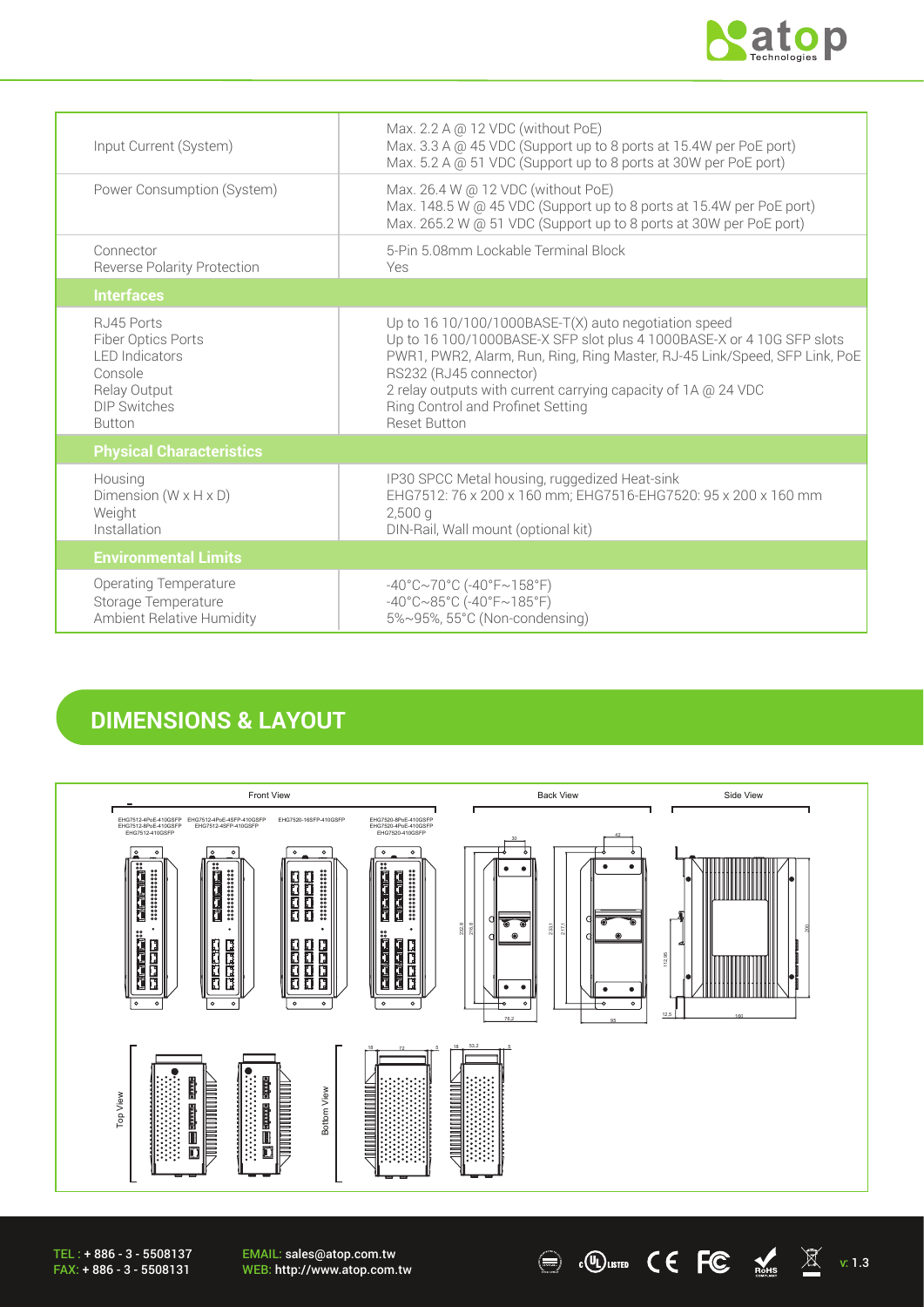| | |
|---|---|
| Input Current (System) | Max. 2.2 A @ 12 VDC (without PoE)<br>Max. 3.3 A @ 45 VDC (Support up to 8 ports at 15.4W per PoE port)<br>Max. 5.2 A @ 51 VDC (Support up to 8 ports at 30W per PoE port) |
| Power Consumption (System) | Max. 26.4 W @ 12 VDC (without PoE)<br>Max. 148.5 W @ 45 VDC (Support up to 8 ports at 15.4W per PoE port)<br>Max. 265.2 W @ 51 VDC (Support up to 8 ports at 30W per PoE port) |
| Connector<br>Reverse Polarity Protection | 5-Pin 5.08mm Lockable Terminal Block<br>Yes |
| **Interfaces** | |
| RJ45 Ports<br>Fiber Optics Ports<br>LED Indicators<br>Console<br>Relay Output<br>DIP Switches<br>Button | Up to 16 10/100/1000BASE-T(X) auto negotiation speed<br>Up to 16 100/1000BASE-X SFP slot plus 4 1000BASE-X or 4 10G SFP slots<br>PWR1, PWR2, Alarm, Run, Ring, Ring Master, RJ-45 Link/Speed, SFP Link, PoE<br>RS232 (RJ45 connector)<br>2 relay outputs with current carrying capacity of 1A @ 24 VDC<br>Ring Control and Profinet Setting<br>Reset Button |
| **Physical Characteristics** | |
| Housing<br>Dimension (W x H x D)<br>Weight<br>Installation | IP30 SPCC Metal housing, ruggedized Heat-sink<br>EHG7512: 76 x 200 x 160 mm; EHG7516-EHG7520: 95 x 200 x 160 mm<br>2,500 g<br>DIN-Rail, Wall mount (optional kit) |
| **Environmental Limits** | |
| Operating Temperature<br>Storage Temperature<br>Ambient Relative Humidity | -40°C~70°C (-40°F~158°F)<br>-40°C~85°C (-40°F~185°F)<br>5%~95%, 55°C (Non-condensing) |

## DIMENSIONS & LAYOUT

Front View — EHG7512-4PoE-410GSFP, EHG7512-8PoE-410GSFP, EHG7512-410GSFP; EHG7512-4PoE-4SFP-410GSFP, EHG7512-4SFP-410GSFP; EHG7520-16SFP-410GSFP; EHG7520-8PoE-410GSFP, EHG7520-4PoE-410GSFP, EHG7520-410GSFP

Back View — Side View — Top View — Bottom View

TEL : + 886 - 3 - 5508137
FAX: + 886 - 3 - 5508131
EMAIL: sales@atop.com.tw
WEB: http://www.atop.com.tw

v: 1.3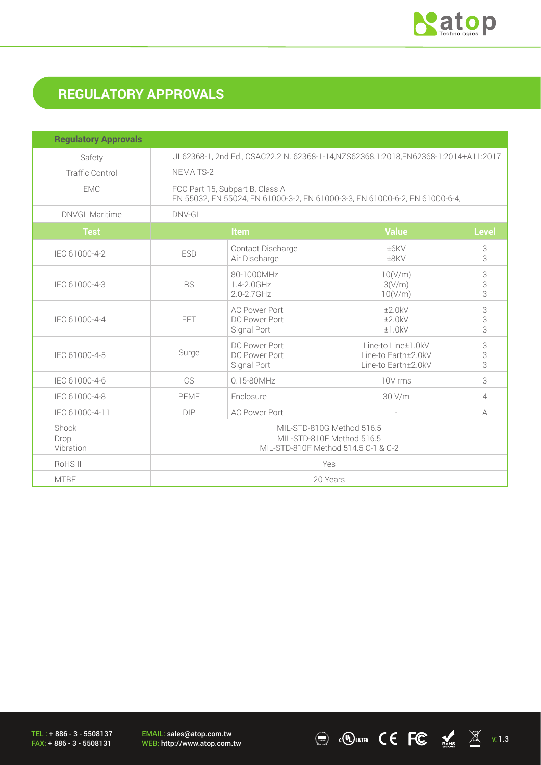## REGULATORY APPROVALS

| Regulatory Approvals | | | | |
|---|---|---|---|---|
| Safety | UL62368-1, 2nd Ed., CSAC22.2 N. 62368-1-14,NZS62368.1:2018,EN62368-1:2014+A11:2017 | | | |
| Traffic Control | NEMA TS-2 | | | |
| EMC | FCC Part 15, Subpart B, Class A<br>EN 55032, EN 55024, EN 61000-3-2, EN 61000-3-3, EN 61000-6-2, EN 61000-6-4, | | | |
| DNVGL Maritime | DNV-GL | | | |
| **Test** | **Item** | | **Value** | **Level** |
| IEC 61000-4-2 | ESD | Contact Discharge<br>Air Discharge | ±6KV<br>±8KV | 3<br>3 |
| IEC 61000-4-3 | RS | 80-1000MHz<br>1.4-2.0GHz<br>2.0-2.7GHz | 10(V/m)<br>3(V/m)<br>10(V/m) | 3<br>3<br>3 |
| IEC 61000-4-4 | EFT | AC Power Port<br>DC Power Port<br>Signal Port | ±2.0kV<br>±2.0kV<br>±1.0kV | 3<br>3<br>3 |
| IEC 61000-4-5 | Surge | DC Power Port<br>DC Power Port<br>Signal Port | Line-to Line±1.0kV<br>Line-to Earth±2.0kV<br>Line-to Earth±2.0kV | 3<br>3<br>3 |
| IEC 61000-4-6 | CS | 0.15-80MHz | 10V rms | 3 |
| IEC 61000-4-8 | PFMF | Enclosure | 30 V/m | 4 |
| IEC 61000-4-11 | DIP | AC Power Port | - | A |
| Shock<br>Drop<br>Vibration | MIL-STD-810G Method 516.5<br>MIL-STD-810F Method 516.5<br>MIL-STD-810F Method 514.5 C-1 & C-2 | | | |
| RoHS II | Yes | | | |
| MTBF | 20 Years | | | |

TEL : + 886 - 3 - 5508137
FAX: + 886 - 3 - 5508131

EMAIL: sales@atop.com.tw
WEB: http://www.atop.com.tw

v: 1.3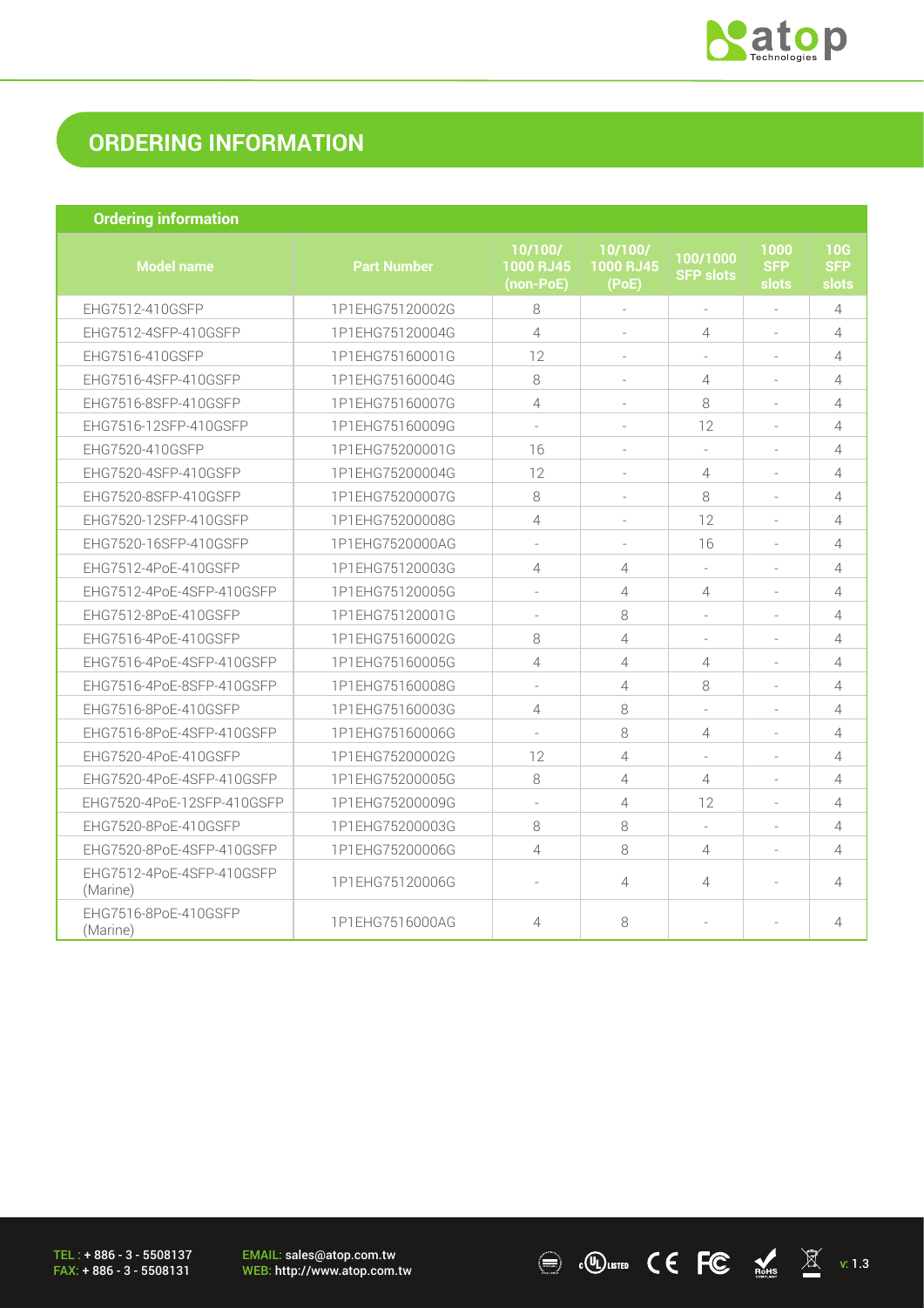# ORDERING INFORMATION

**Ordering information**

| Model name | Part Number | 10/100/ 1000 RJ45 (non-PoE) | 10/100/ 1000 RJ45 (PoE) | 100/1000 SFP slots | 1000 SFP slots | 10G SFP slots |
|---|---|---|---|---|---|---|
| EHG7512-410GSFP | 1P1EHG75120002G | 8 | - | - | - | 4 |
| EHG7512-4SFP-410GSFP | 1P1EHG75120004G | 4 | - | 4 | - | 4 |
| EHG7516-410GSFP | 1P1EHG75160001G | 12 | - | - | - | 4 |
| EHG7516-4SFP-410GSFP | 1P1EHG75160004G | 8 | - | 4 | - | 4 |
| EHG7516-8SFP-410GSFP | 1P1EHG75160007G | 4 | - | 8 | - | 4 |
| EHG7516-12SFP-410GSFP | 1P1EHG75160009G | - | - | 12 | - | 4 |
| EHG7520-410GSFP | 1P1EHG75200001G | 16 | - | - | - | 4 |
| EHG7520-4SFP-410GSFP | 1P1EHG75200004G | 12 | - | 4 | - | 4 |
| EHG7520-8SFP-410GSFP | 1P1EHG75200007G | 8 | - | 8 | - | 4 |
| EHG7520-12SFP-410GSFP | 1P1EHG75200008G | 4 | - | 12 | - | 4 |
| EHG7520-16SFP-410GSFP | 1P1EHG7520000AG | - | - | 16 | - | 4 |
| EHG7512-4PoE-410GSFP | 1P1EHG75120003G | 4 | 4 | - | - | 4 |
| EHG7512-4PoE-4SFP-410GSFP | 1P1EHG75120005G | - | 4 | 4 | - | 4 |
| EHG7512-8PoE-410GSFP | 1P1EHG75120001G | - | 8 | - | - | 4 |
| EHG7516-4PoE-410GSFP | 1P1EHG75160002G | 8 | 4 | - | - | 4 |
| EHG7516-4PoE-4SFP-410GSFP | 1P1EHG75160005G | 4 | 4 | 4 | - | 4 |
| EHG7516-4PoE-8SFP-410GSFP | 1P1EHG75160008G | - | 4 | 8 | - | 4 |
| EHG7516-8PoE-410GSFP | 1P1EHG75160003G | 4 | 8 | - | - | 4 |
| EHG7516-8PoE-4SFP-410GSFP | 1P1EHG75160006G | - | 8 | 4 | - | 4 |
| EHG7520-4PoE-410GSFP | 1P1EHG75200002G | 12 | 4 | - | - | 4 |
| EHG7520-4PoE-4SFP-410GSFP | 1P1EHG75200005G | 8 | 4 | 4 | - | 4 |
| EHG7520-4PoE-12SFP-410GSFP | 1P1EHG75200009G | - | 4 | 12 | - | 4 |
| EHG7520-8PoE-410GSFP | 1P1EHG75200003G | 8 | 8 | - | - | 4 |
| EHG7520-8PoE-4SFP-410GSFP | 1P1EHG75200006G | 4 | 8 | 4 | - | 4 |
| EHG7512-4PoE-4SFP-410GSFP (Marine) | 1P1EHG75120006G | - | 4 | 4 | - | 4 |
| EHG7516-8PoE-410GSFP (Marine) | 1P1EHG7516000AG | 4 | 8 | - | - | 4 |

TEL : + 886 - 3 - 5508137
FAX: + 886 - 3 - 5508131

EMAIL: sales@atop.com.tw
WEB: http://www.atop.com.tw

v: 1.3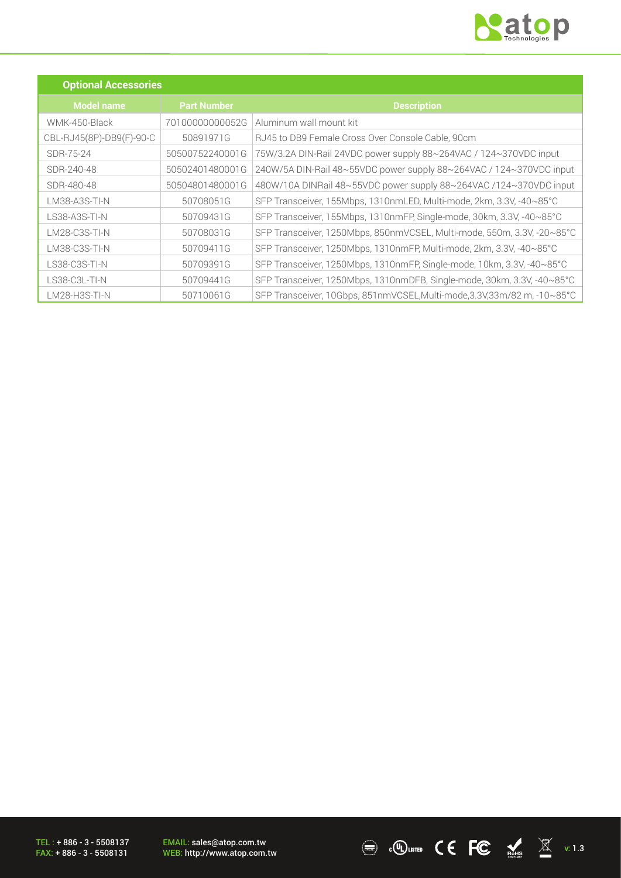## Optional Accessories

| Model name | Part Number | Description |
|---|---|---|
| WMK-450-Black | 70100000000052G | Aluminum wall mount kit |
| CBL-RJ45(8P)-DB9(F)-90-C | 50891971G | RJ45 to DB9 Female Cross Over Console Cable, 90cm |
| SDR-75-24 | 50500752240001G | 75W/3.2A DIN-Rail 24VDC power supply 88~264VAC / 124~370VDC input |
| SDR-240-48 | 50502401480001G | 240W/5A DIN-Rail 48~55VDC power supply 88~264VAC / 124~370VDC input |
| SDR-480-48 | 50504801480001G | 480W/10A DINRail 48~55VDC power supply 88~264VAC /124~370VDC input |
| LM38-A3S-TI-N | 50708051G | SFP Transceiver, 155Mbps, 1310nmLED, Multi-mode, 2km, 3.3V, -40~85°C |
| LS38-A3S-TI-N | 50709431G | SFP Transceiver, 155Mbps, 1310nmFP, Single-mode, 30km, 3.3V, -40~85°C |
| LM28-C3S-TI-N | 50708031G | SFP Transceiver, 1250Mbps, 850nmVCSEL, Multi-mode, 550m, 3.3V, -20~85°C |
| LM38-C3S-TI-N | 50709411G | SFP Transceiver, 1250Mbps, 1310nmFP, Multi-mode, 2km, 3.3V, -40~85°C |
| LS38-C3S-TI-N | 50709391G | SFP Transceiver, 1250Mbps, 1310nmFP, Single-mode, 10km, 3.3V, -40~85°C |
| LS38-C3L-TI-N | 50709441G | SFP Transceiver, 1250Mbps, 1310nmDFB, Single-mode, 30km, 3.3V, -40~85°C |
| LM28-H3S-TI-N | 50710061G | SFP Transceiver, 10Gbps, 851nmVCSEL,Multi-mode,3.3V,33m/82 m, -10~85°C |

TEL : + 886 - 3 - 5508137
FAX: + 886 - 3 - 5508131

EMAIL: sales@atop.com.tw
WEB: http://www.atop.com.tw

v: 1.3